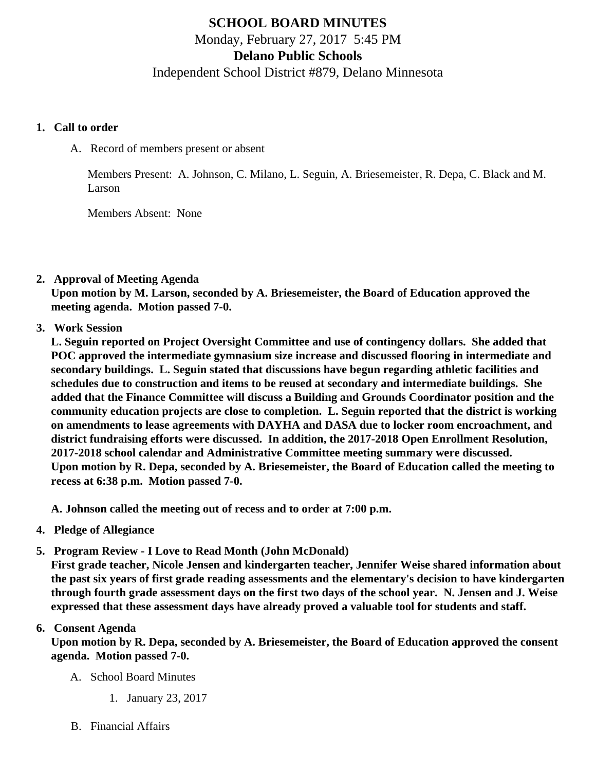# SCHOOL BOARD MINUTES

Monday, February 27, 2017 5:45 PM

## Delano Public Schools

Independent School District #879, Delano Minnesota

1. **Call to order**

   A. Record of members present or absent

   Members Present: A. Johnson, C. Milano, L. Seguin, A. Briesemeister, R. Depa, C. Black and M. Larson

   Members Absent: None

2. **Approval of Meeting Agenda**
   **Upon motion by M. Larson, seconded by A. Briesemeister, the Board of Education approved the meeting agenda. Motion passed 7-0.**

3. **Work Session**
   **L. Seguin reported on Project Oversight Committee and use of contingency dollars. She added that POC approved the intermediate gymnasium size increase and discussed flooring in intermediate and secondary buildings. L. Seguin stated that discussions have begun regarding athletic facilities and schedules due to construction and items to be reused at secondary and intermediate buildings. She added that the Finance Committee will discuss a Building and Grounds Coordinator position and the community education projects are close to completion. L. Seguin reported that the district is working on amendments to lease agreements with DAYHA and DASA due to locker room encroachment, and district fundraising efforts were discussed. In addition, the 2017-2018 Open Enrollment Resolution, 2017-2018 school calendar and Administrative Committee meeting summary were discussed.**
   **Upon motion by R. Depa, seconded by A. Briesemeister, the Board of Education called the meeting to recess at 6:38 p.m. Motion passed 7-0.**

   **A. Johnson called the meeting out of recess and to order at 7:00 p.m.**

4. **Pledge of Allegiance**

5. **Program Review - I Love to Read Month (John McDonald)**
   **First grade teacher, Nicole Jensen and kindergarten teacher, Jennifer Weise shared information about the past six years of first grade reading assessments and the elementary's decision to have kindergarten through fourth grade assessment days on the first two days of the school year. N. Jensen and J. Weise expressed that these assessment days have already proved a valuable tool for students and staff.**

6. **Consent Agenda**
   **Upon motion by R. Depa, seconded by A. Briesemeister, the Board of Education approved the consent agenda. Motion passed 7-0.**

   A. School Board Minutes

      1. January 23, 2017

   B. Financial Affairs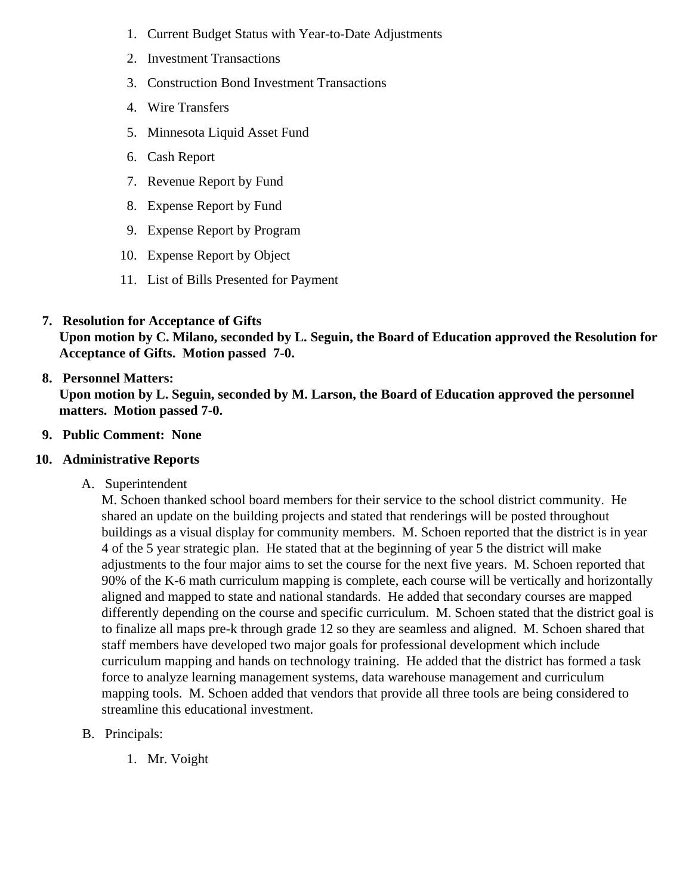1. Current Budget Status with Year-to-Date Adjustments
2. Investment Transactions
3. Construction Bond Investment Transactions
4. Wire Transfers
5. Minnesota Liquid Asset Fund
6. Cash Report
7. Revenue Report by Fund
8. Expense Report by Fund
9. Expense Report by Program
10. Expense Report by Object
11. List of Bills Presented for Payment

7. **Resolution for Acceptance of Gifts**
   **Upon motion by C. Milano, seconded by L. Seguin, the Board of Education approved the Resolution for Acceptance of Gifts. Motion passed 7-0.**

8. **Personnel Matters:**
   **Upon motion by L. Seguin, seconded by M. Larson, the Board of Education approved the personnel matters. Motion passed 7-0.**

9. **Public Comment: None**

10. **Administrative Reports**

    A. Superintendent
    M. Schoen thanked school board members for their service to the school district community. He shared an update on the building projects and stated that renderings will be posted throughout buildings as a visual display for community members. M. Schoen reported that the district is in year 4 of the 5 year strategic plan. He stated that at the beginning of year 5 the district will make adjustments to the four major aims to set the course for the next five years. M. Schoen reported that 90% of the K-6 math curriculum mapping is complete, each course will be vertically and horizontally aligned and mapped to state and national standards. He added that secondary courses are mapped differently depending on the course and specific curriculum. M. Schoen stated that the district goal is to finalize all maps pre-k through grade 12 so they are seamless and aligned. M. Schoen shared that staff members have developed two major goals for professional development which include curriculum mapping and hands on technology training. He added that the district has formed a task force to analyze learning management systems, data warehouse management and curriculum mapping tools. M. Schoen added that vendors that provide all three tools are being considered to streamline this educational investment.

    B. Principals:

       1. Mr. Voight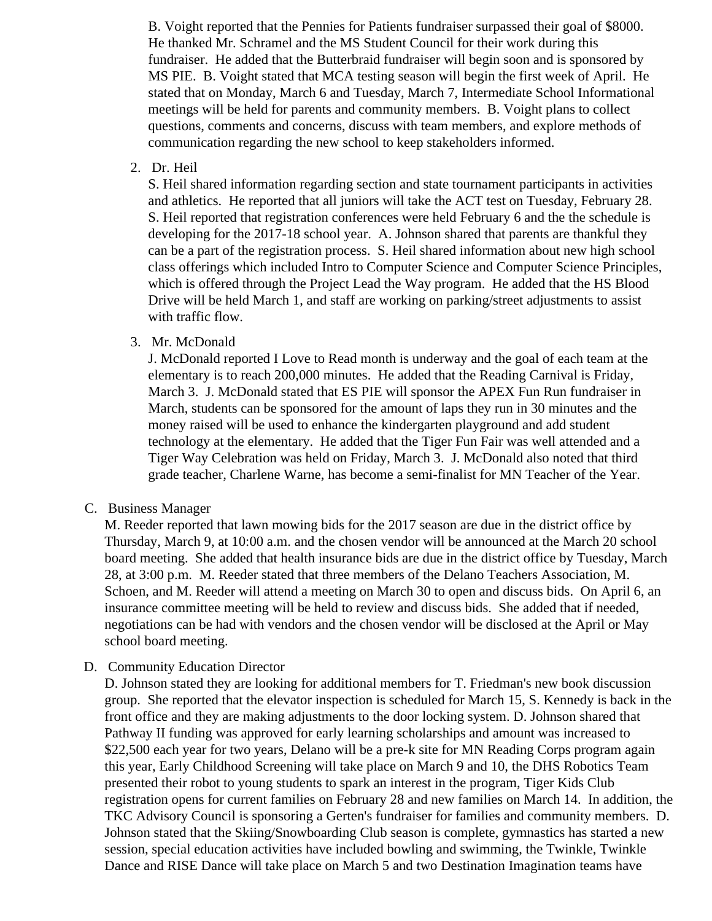B. Voight reported that the Pennies for Patients fundraiser surpassed their goal of $8000. He thanked Mr. Schramel and the MS Student Council for their work during this fundraiser. He added that the Butterbraid fundraiser will begin soon and is sponsored by MS PIE. B. Voight stated that MCA testing season will begin the first week of April. He stated that on Monday, March 6 and Tuesday, March 7, Intermediate School Informational meetings will be held for parents and community members. B. Voight plans to collect questions, comments and concerns, discuss with team members, and explore methods of communication regarding the new school to keep stakeholders informed.

2. Dr. Heil

   S. Heil shared information regarding section and state tournament participants in activities and athletics. He reported that all juniors will take the ACT test on Tuesday, February 28. S. Heil reported that registration conferences were held February 6 and the the schedule is developing for the 2017-18 school year. A. Johnson shared that parents are thankful they can be a part of the registration process. S. Heil shared information about new high school class offerings which included Intro to Computer Science and Computer Science Principles, which is offered through the Project Lead the Way program. He added that the HS Blood Drive will be held March 1, and staff are working on parking/street adjustments to assist with traffic flow.

3. Mr. McDonald

   J. McDonald reported I Love to Read month is underway and the goal of each team at the elementary is to reach 200,000 minutes. He added that the Reading Carnival is Friday, March 3. J. McDonald stated that ES PIE will sponsor the APEX Fun Run fundraiser in March, students can be sponsored for the amount of laps they run in 30 minutes and the money raised will be used to enhance the kindergarten playground and add student technology at the elementary. He added that the Tiger Fun Fair was well attended and a Tiger Way Celebration was held on Friday, March 3. J. McDonald also noted that third grade teacher, Charlene Warne, has become a semi-finalist for MN Teacher of the Year.

C. Business Manager

M. Reeder reported that lawn mowing bids for the 2017 season are due in the district office by Thursday, March 9, at 10:00 a.m. and the chosen vendor will be announced at the March 20 school board meeting. She added that health insurance bids are due in the district office by Tuesday, March 28, at 3:00 p.m. M. Reeder stated that three members of the Delano Teachers Association, M. Schoen, and M. Reeder will attend a meeting on March 30 to open and discuss bids. On April 6, an insurance committee meeting will be held to review and discuss bids. She added that if needed, negotiations can be had with vendors and the chosen vendor will be disclosed at the April or May school board meeting.

D. Community Education Director

D. Johnson stated they are looking for additional members for T. Friedman's new book discussion group. She reported that the elevator inspection is scheduled for March 15, S. Kennedy is back in the front office and they are making adjustments to the door locking system. D. Johnson shared that Pathway II funding was approved for early learning scholarships and amount was increased to $22,500 each year for two years, Delano will be a pre-k site for MN Reading Corps program again this year, Early Childhood Screening will take place on March 9 and 10, the DHS Robotics Team presented their robot to young students to spark an interest in the program, Tiger Kids Club registration opens for current families on February 28 and new families on March 14. In addition, the TKC Advisory Council is sponsoring a Gerten's fundraiser for families and community members. D. Johnson stated that the Skiing/Snowboarding Club season is complete, gymnastics has started a new session, special education activities have included bowling and swimming, the Twinkle, Twinkle Dance and RISE Dance will take place on March 5 and two Destination Imagination teams have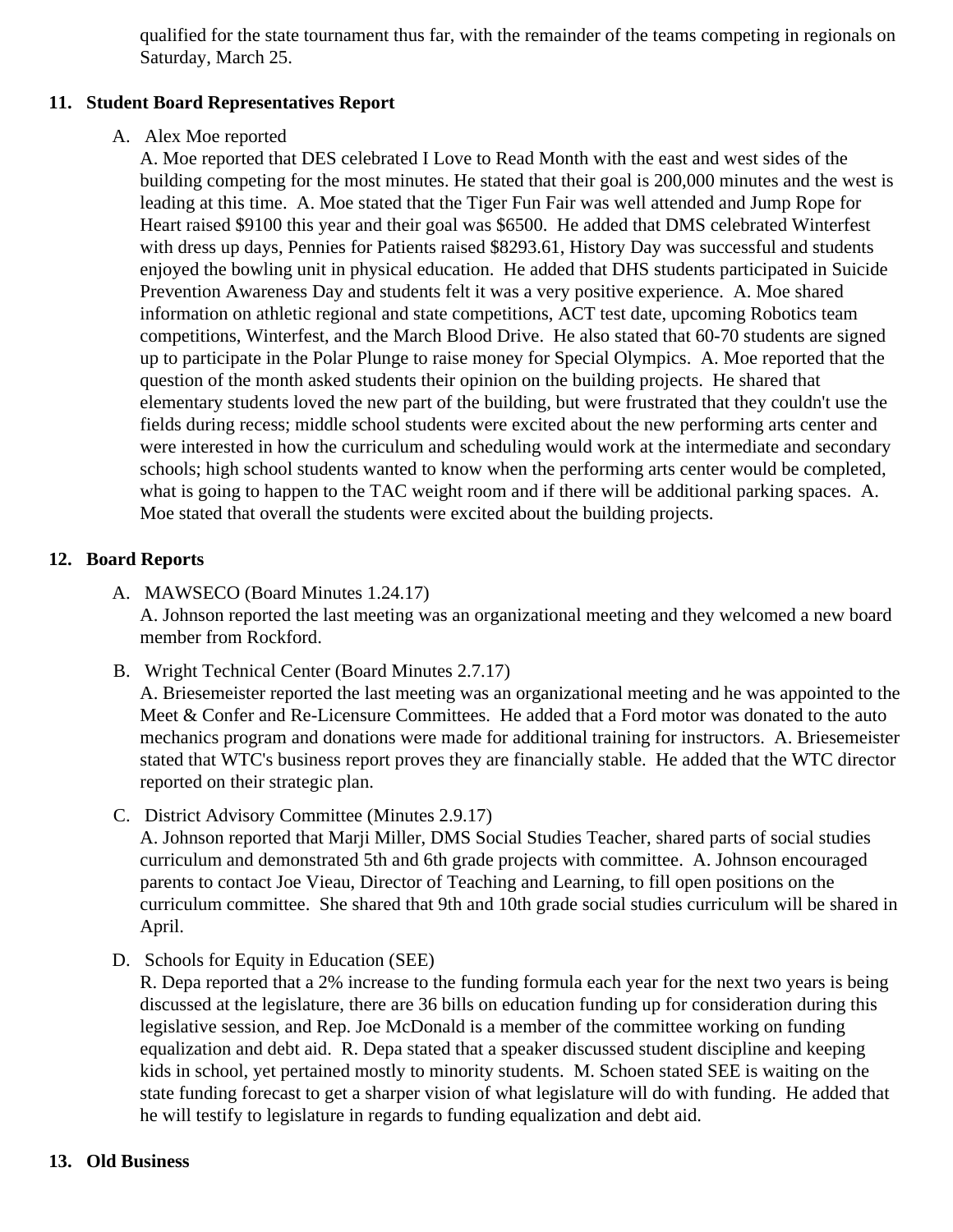qualified for the state tournament thus far, with the remainder of the teams competing in regionals on Saturday, March 25.

## 11. Student Board Representatives Report

A. Alex Moe reported

A. Moe reported that DES celebrated I Love to Read Month with the east and west sides of the building competing for the most minutes. He stated that their goal is 200,000 minutes and the west is leading at this time. A. Moe stated that the Tiger Fun Fair was well attended and Jump Rope for Heart raised $9100 this year and their goal was $6500. He added that DMS celebrated Winterfest with dress up days, Pennies for Patients raised $8293.61, History Day was successful and students enjoyed the bowling unit in physical education. He added that DHS students participated in Suicide Prevention Awareness Day and students felt it was a very positive experience. A. Moe shared information on athletic regional and state competitions, ACT test date, upcoming Robotics team competitions, Winterfest, and the March Blood Drive. He also stated that 60-70 students are signed up to participate in the Polar Plunge to raise money for Special Olympics. A. Moe reported that the question of the month asked students their opinion on the building projects. He shared that elementary students loved the new part of the building, but were frustrated that they couldn't use the fields during recess; middle school students were excited about the new performing arts center and were interested in how the curriculum and scheduling would work at the intermediate and secondary schools; high school students wanted to know when the performing arts center would be completed, what is going to happen to the TAC weight room and if there will be additional parking spaces. A. Moe stated that overall the students were excited about the building projects.

## 12. Board Reports

A. MAWSECO (Board Minutes 1.24.17)

A. Johnson reported the last meeting was an organizational meeting and they welcomed a new board member from Rockford.

B. Wright Technical Center (Board Minutes 2.7.17)

A. Briesemeister reported the last meeting was an organizational meeting and he was appointed to the Meet & Confer and Re-Licensure Committees. He added that a Ford motor was donated to the auto mechanics program and donations were made for additional training for instructors. A. Briesemeister stated that WTC's business report proves they are financially stable. He added that the WTC director reported on their strategic plan.

C. District Advisory Committee (Minutes 2.9.17)

A. Johnson reported that Marji Miller, DMS Social Studies Teacher, shared parts of social studies curriculum and demonstrated 5th and 6th grade projects with committee. A. Johnson encouraged parents to contact Joe Vieau, Director of Teaching and Learning, to fill open positions on the curriculum committee. She shared that 9th and 10th grade social studies curriculum will be shared in April.

D. Schools for Equity in Education (SEE)

R. Depa reported that a 2% increase to the funding formula each year for the next two years is being discussed at the legislature, there are 36 bills on education funding up for consideration during this legislative session, and Rep. Joe McDonald is a member of the committee working on funding equalization and debt aid. R. Depa stated that a speaker discussed student discipline and keeping kids in school, yet pertained mostly to minority students. M. Schoen stated SEE is waiting on the state funding forecast to get a sharper vision of what legislature will do with funding. He added that he will testify to legislature in regards to funding equalization and debt aid.

## 13. Old Business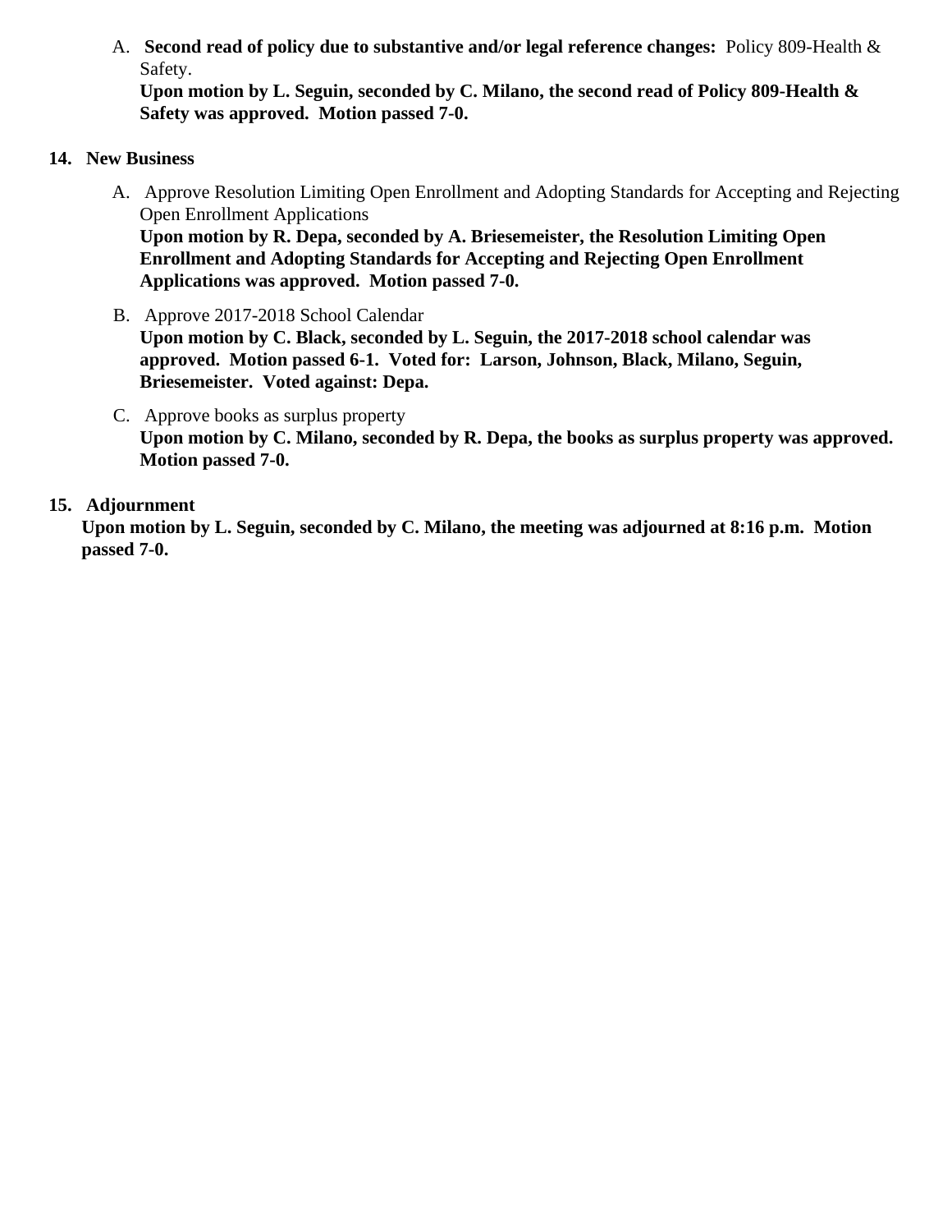A. **Second read of policy due to substantive and/or legal reference changes:** Policy 809-Health & Safety.
   **Upon motion by L. Seguin, seconded by C. Milano, the second read of Policy 809-Health & Safety was approved. Motion passed 7-0.**

14. **New Business**

    A. Approve Resolution Limiting Open Enrollment and Adopting Standards for Accepting and Rejecting Open Enrollment Applications
       **Upon motion by R. Depa, seconded by A. Briesemeister, the Resolution Limiting Open Enrollment and Adopting Standards for Accepting and Rejecting Open Enrollment Applications was approved. Motion passed 7-0.**

    B. Approve 2017-2018 School Calendar
       **Upon motion by C. Black, seconded by L. Seguin, the 2017-2018 school calendar was approved. Motion passed 6-1. Voted for: Larson, Johnson, Black, Milano, Seguin, Briesemeister. Voted against: Depa.**

    C. Approve books as surplus property
       **Upon motion by C. Milano, seconded by R. Depa, the books as surplus property was approved. Motion passed 7-0.**

15. **Adjournment**
    **Upon motion by L. Seguin, seconded by C. Milano, the meeting was adjourned at 8:16 p.m. Motion passed 7-0.**